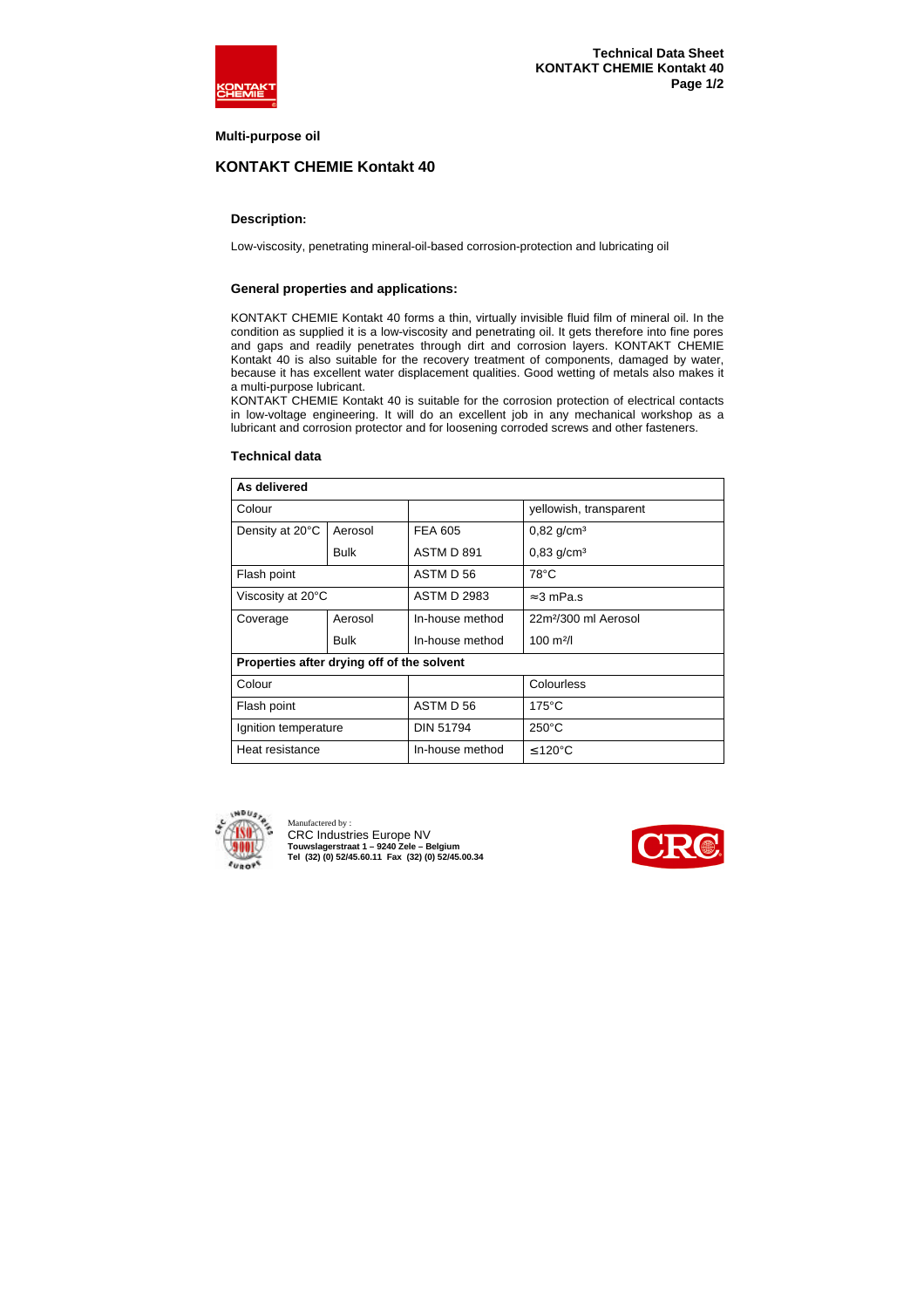**Multi-purpose oil**

## KONTAKT CHEMIE Kontakt 40

### Description:

Low-viscosity, penetrating mineral-oil-based corrosion-protection and lubricating oil

### General properties and applications:

KONTAKT CHEMIE Kontakt 40 forms a thin, virtually invisible fluid film of mineral oil. In the condition as supplied it is a low-viscosity and penetrating oil. It gets therefore into fine pores and gaps and readily penetrates through dirt and corrosion layers. KONTAKT CHEMIE Kontakt 40 is also suitable for the recovery treatment of components, damaged by water, because it has excellent water displacement qualities. Good wetting of metals also makes it a multi-purpose lubricant.
KONTAKT CHEMIE Kontakt 40 is suitable for the corrosion protection of electrical contacts in low-voltage engineering. It will do an excellent job in any mechanical workshop as a lubricant and corrosion protector and for loosening corroded screws and other fasteners.

### Technical data

| **As delivered** | | | |
|---|---|---|---|
| Colour | | | yellowish, transparent |
| Density at 20°C | Aerosol | FEA 605 | 0,82 g/cm³ |
| | Bulk | ASTM D 891 | 0,83 g/cm³ |
| Flash point | | ASTM D 56 | 78°C |
| Viscosity at 20°C | | ASTM D 2983 | ≈3 mPa.s |
| Coverage | Aerosol | In-house method | 22m²/300 ml Aerosol |
| | Bulk | In-house method | 100 m²/l |
| **Properties after drying off of the solvent** | | | |
| Colour | | | Colourless |
| Flash point | | ASTM D 56 | 175°C |
| Ignition temperature | | DIN 51794 | 250°C |
| Heat resistance | | In-house method | ≤120°C |

Manufactered by :
CRC Industries Europe NV
**Touwslagerstraat 1 – 9240 Zele – Belgium**
**Tel (32) (0) 52/45.60.11 Fax (32) (0) 52/45.00.34**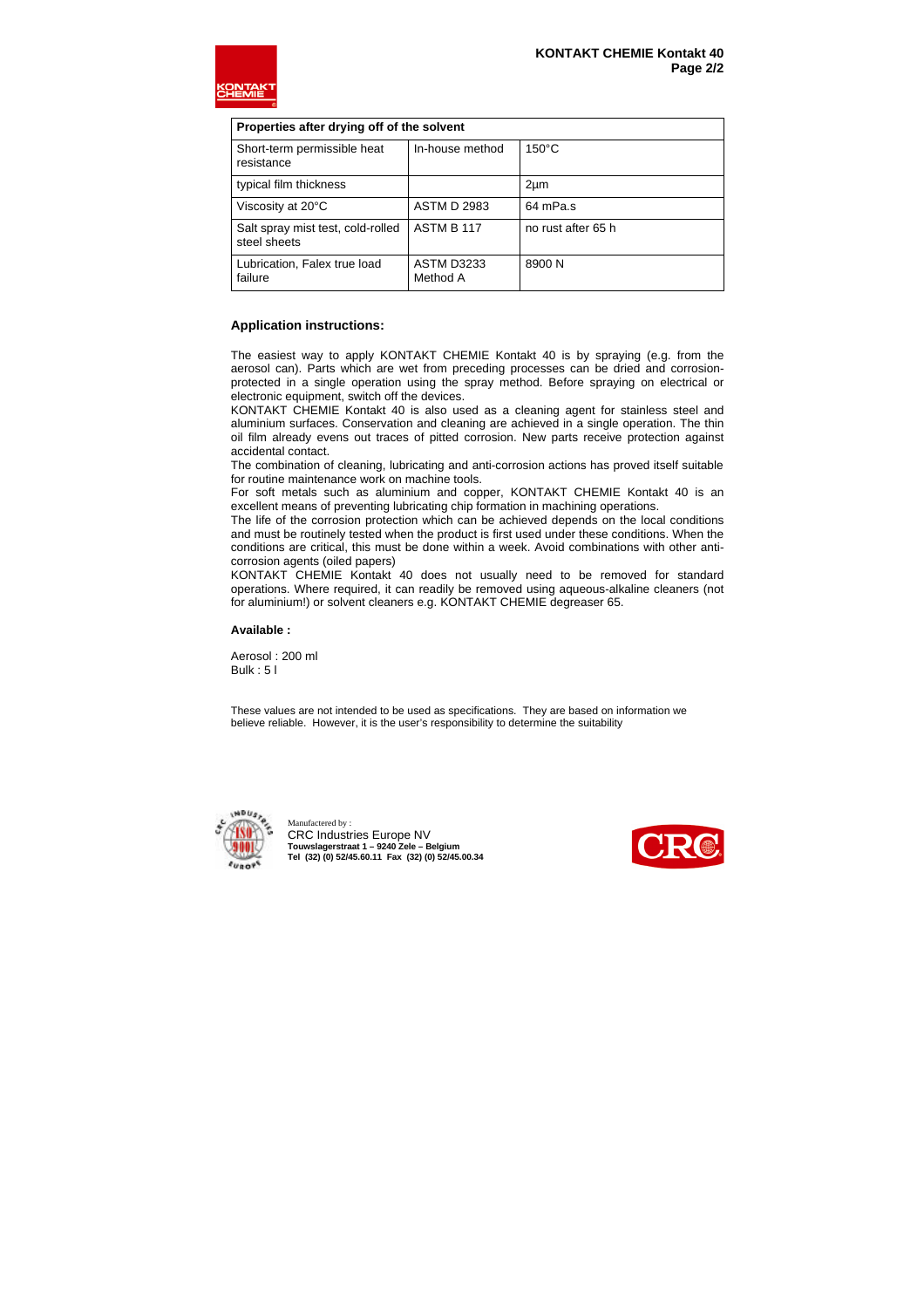| Properties after drying off of the solvent | | |
|---|---|---|
| Short-term permissible heat resistance | In-house method | 150°C |
| typical film thickness | | 2µm |
| Viscosity at 20°C | ASTM D 2983 | 64 mPa.s |
| Salt spray mist test, cold-rolled steel sheets | ASTM B 117 | no rust after 65 h |
| Lubrication, Falex true load failure | ASTM D3233 Method A | 8900 N |

### Application instructions:

The easiest way to apply KONTAKT CHEMIE Kontakt 40 is by spraying (e.g. from the aerosol can). Parts which are wet from preceding processes can be dried and corrosion-protected in a single operation using the spray method. Before spraying on electrical or electronic equipment, switch off the devices.

KONTAKT CHEMIE Kontakt 40 is also used as a cleaning agent for stainless steel and aluminium surfaces. Conservation and cleaning are achieved in a single operation. The thin oil film already evens out traces of pitted corrosion. New parts receive protection against accidental contact.

The combination of cleaning, lubricating and anti-corrosion actions has proved itself suitable for routine maintenance work on machine tools.

For soft metals such as aluminium and copper, KONTAKT CHEMIE Kontakt 40 is an excellent means of preventing lubricating chip formation in machining operations.

The life of the corrosion protection which can be achieved depends on the local conditions and must be routinely tested when the product is first used under these conditions. When the conditions are critical, this must be done within a week. Avoid combinations with other anti-corrosion agents (oiled papers)

KONTAKT CHEMIE Kontakt 40 does not usually need to be removed for standard operations. Where required, it can readily be removed using aqueous-alkaline cleaners (not for aluminium!) or solvent cleaners e.g. KONTAKT CHEMIE degreaser 65.

**Available :**

Aerosol : 200 ml
Bulk : 5 l

These values are not intended to be used as specifications. They are based on information we believe reliable. However, it is the user's responsibility to determine the suitability

Manufactered by :
CRC Industries Europe NV
**Touwslagerstraat 1 – 9240 Zele – Belgium**
**Tel (32) (0) 52/45.60.11 Fax (32) (0) 52/45.00.34**